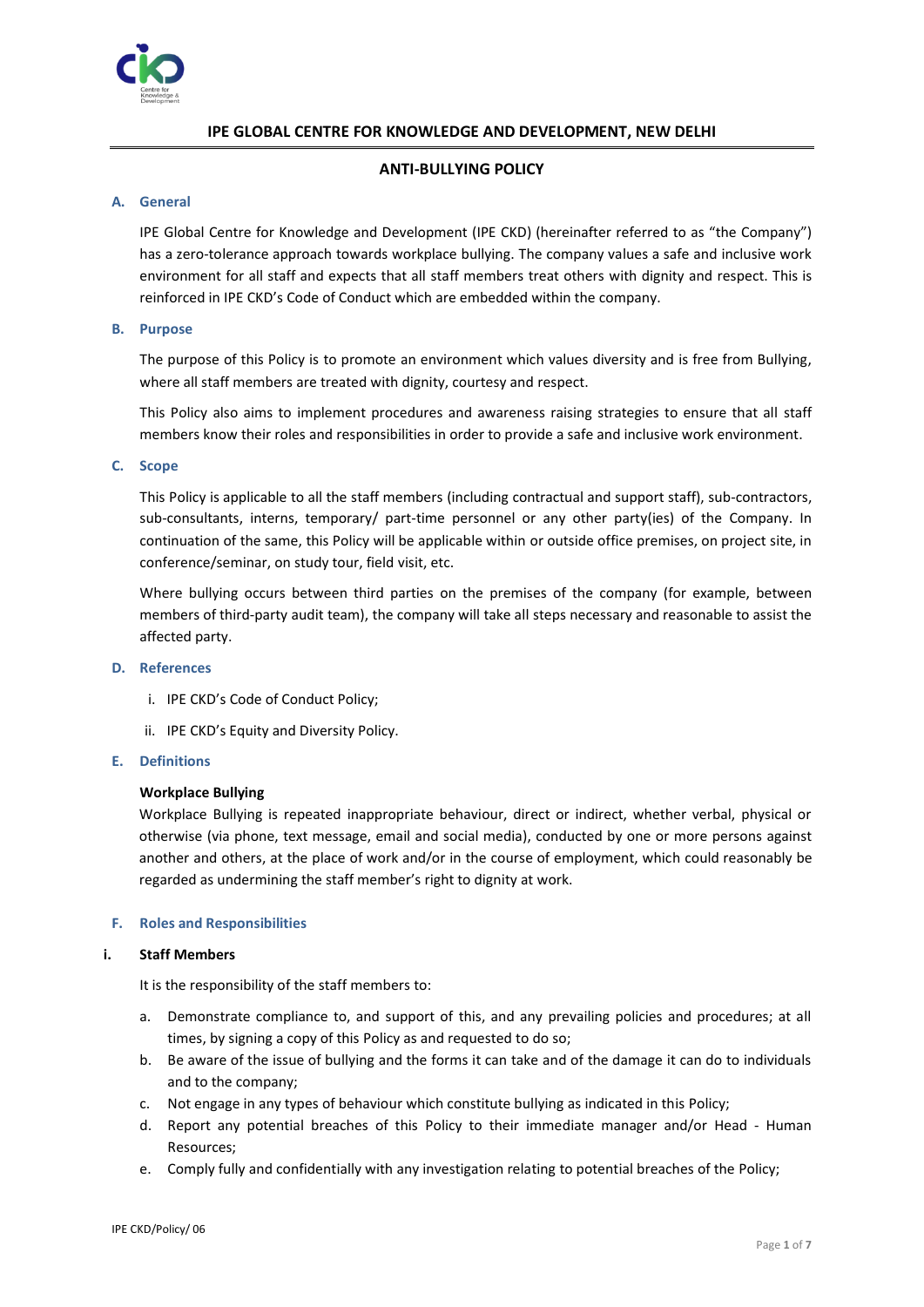# IPE GLOBAL CENTRE FOR KNOWLEDGE AND DEVELOPMENT, NEW DELHI

## ANTI-BULLYING POLICY

### A. General

IPE Global Centre for Knowledge and Development (IPE CKD) (hereinafter referred to as "the Company") has a zero-tolerance approach towards workplace bullying. The company values a safe and inclusive work environment for all staff and expects that all staff members treat others with dignity and respect. This is reinforced in IPE CKD's Code of Conduct which are embedded within the company.

### B. Purpose

The purpose of this Policy is to promote an environment which values diversity and is free from Bullying, where all staff members are treated with dignity, courtesy and respect.

This Policy also aims to implement procedures and awareness raising strategies to ensure that all staff members know their roles and responsibilities in order to provide a safe and inclusive work environment.

### C. Scope

This Policy is applicable to all the staff members (including contractual and support staff), sub-contractors, sub-consultants, interns, temporary/ part-time personnel or any other party(ies) of the Company. In continuation of the same, this Policy will be applicable within or outside office premises, on project site, in conference/seminar, on study tour, field visit, etc.

Where bullying occurs between third parties on the premises of the company (for example, between members of third-party audit team), the company will take all steps necessary and reasonable to assist the affected party.

### D. References

i. IPE CKD's Code of Conduct Policy;

ii. IPE CKD's Equity and Diversity Policy.

### E. Definitions

**Workplace Bullying**

Workplace Bullying is repeated inappropriate behaviour, direct or indirect, whether verbal, physical or otherwise (via phone, text message, email and social media), conducted by one or more persons against another and others, at the place of work and/or in the course of employment, which could reasonably be regarded as undermining the staff member's right to dignity at work.

### F. Roles and Responsibilities

**i. Staff Members**

It is the responsibility of the staff members to:

a. Demonstrate compliance to, and support of this, and any prevailing policies and procedures; at all times, by signing a copy of this Policy as and requested to do so;
b. Be aware of the issue of bullying and the forms it can take and of the damage it can do to individuals and to the company;
c. Not engage in any types of behaviour which constitute bullying as indicated in this Policy;
d. Report any potential breaches of this Policy to their immediate manager and/or Head - Human Resources;
e. Comply fully and confidentially with any investigation relating to potential breaches of the Policy;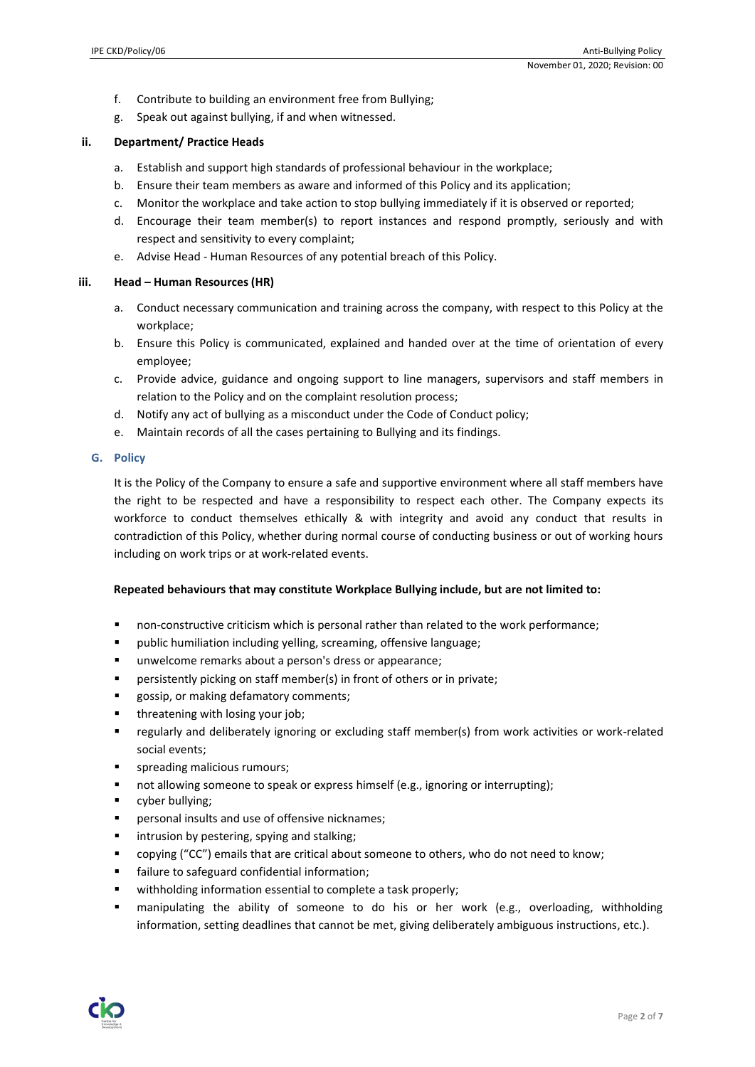f. Contribute to building an environment free from Bullying;
g. Speak out against bullying, if and when witnessed.

**ii. Department/ Practice Heads**

a. Establish and support high standards of professional behaviour in the workplace;
b. Ensure their team members as aware and informed of this Policy and its application;
c. Monitor the workplace and take action to stop bullying immediately if it is observed or reported;
d. Encourage their team member(s) to report instances and respond promptly, seriously and with respect and sensitivity to every complaint;
e. Advise Head - Human Resources of any potential breach of this Policy.

**iii. Head – Human Resources (HR)**

a. Conduct necessary communication and training across the company, with respect to this Policy at the workplace;
b. Ensure this Policy is communicated, explained and handed over at the time of orientation of every employee;
c. Provide advice, guidance and ongoing support to line managers, supervisors and staff members in relation to the Policy and on the complaint resolution process;
d. Notify any act of bullying as a misconduct under the Code of Conduct policy;
e. Maintain records of all the cases pertaining to Bullying and its findings.

## G. Policy

It is the Policy of the Company to ensure a safe and supportive environment where all staff members have the right to be respected and have a responsibility to respect each other. The Company expects its workforce to conduct themselves ethically & with integrity and avoid any conduct that results in contradiction of this Policy, whether during normal course of conducting business or out of working hours including on work trips or at work-related events.

**Repeated behaviours that may constitute Workplace Bullying include, but are not limited to:**

- non-constructive criticism which is personal rather than related to the work performance;
- public humiliation including yelling, screaming, offensive language;
- unwelcome remarks about a person's dress or appearance;
- persistently picking on staff member(s) in front of others or in private;
- gossip, or making defamatory comments;
- threatening with losing your job;
- regularly and deliberately ignoring or excluding staff member(s) from work activities or work-related social events;
- spreading malicious rumours;
- not allowing someone to speak or express himself (e.g., ignoring or interrupting);
- cyber bullying;
- personal insults and use of offensive nicknames;
- intrusion by pestering, spying and stalking;
- copying ("CC") emails that are critical about someone to others, who do not need to know;
- failure to safeguard confidential information;
- withholding information essential to complete a task properly;
- manipulating the ability of someone to do his or her work (e.g., overloading, withholding information, setting deadlines that cannot be met, giving deliberately ambiguous instructions, etc.).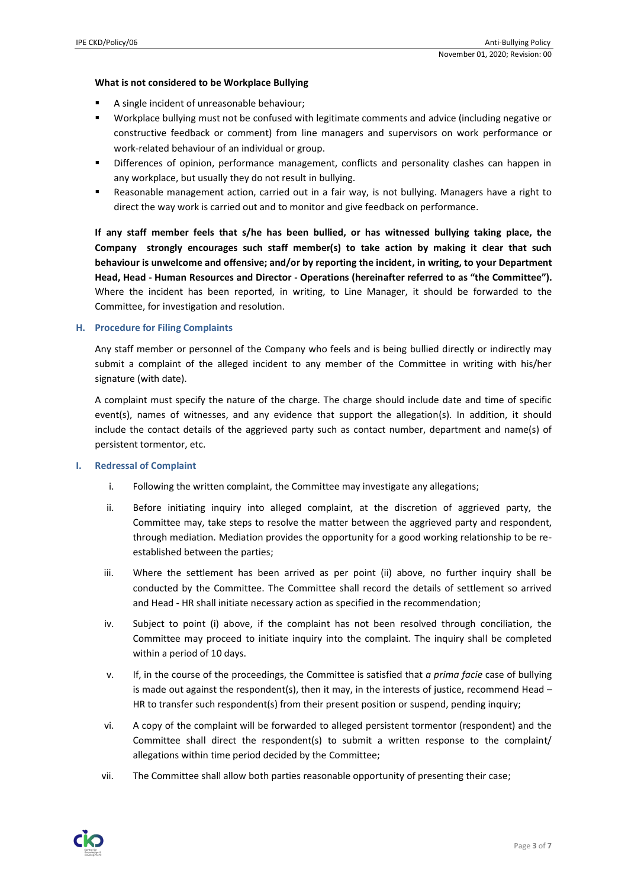**What is not considered to be Workplace Bullying**

- A single incident of unreasonable behaviour;
- Workplace bullying must not be confused with legitimate comments and advice (including negative or constructive feedback or comment) from line managers and supervisors on work performance or work-related behaviour of an individual or group.
- Differences of opinion, performance management, conflicts and personality clashes can happen in any workplace, but usually they do not result in bullying.
- Reasonable management action, carried out in a fair way, is not bullying. Managers have a right to direct the way work is carried out and to monitor and give feedback on performance.

**If any staff member feels that s/he has been bullied, or has witnessed bullying taking place, the Company strongly encourages such staff member(s) to take action by making it clear that such behaviour is unwelcome and offensive; and/or by reporting the incident, in writing, to your Department Head, Head - Human Resources and Director - Operations (hereinafter referred to as "the Committee").** Where the incident has been reported, in writing, to Line Manager, it should be forwarded to the Committee, for investigation and resolution.

## H. Procedure for Filing Complaints

Any staff member or personnel of the Company who feels and is being bullied directly or indirectly may submit a complaint of the alleged incident to any member of the Committee in writing with his/her signature (with date).

A complaint must specify the nature of the charge. The charge should include date and time of specific event(s), names of witnesses, and any evidence that support the allegation(s). In addition, it should include the contact details of the aggrieved party such as contact number, department and name(s) of persistent tormentor, etc.

## I. Redressal of Complaint

i. Following the written complaint, the Committee may investigate any allegations;

ii. Before initiating inquiry into alleged complaint, at the discretion of aggrieved party, the Committee may, take steps to resolve the matter between the aggrieved party and respondent, through mediation. Mediation provides the opportunity for a good working relationship to be re-established between the parties;

iii. Where the settlement has been arrived as per point (ii) above, no further inquiry shall be conducted by the Committee. The Committee shall record the details of settlement so arrived and Head - HR shall initiate necessary action as specified in the recommendation;

iv. Subject to point (i) above, if the complaint has not been resolved through conciliation, the Committee may proceed to initiate inquiry into the complaint. The inquiry shall be completed within a period of 10 days.

v. If, in the course of the proceedings, the Committee is satisfied that *a prima facie* case of bullying is made out against the respondent(s), then it may, in the interests of justice, recommend Head – HR to transfer such respondent(s) from their present position or suspend, pending inquiry;

vi. A copy of the complaint will be forwarded to alleged persistent tormentor (respondent) and the Committee shall direct the respondent(s) to submit a written response to the complaint/ allegations within time period decided by the Committee;

vii. The Committee shall allow both parties reasonable opportunity of presenting their case;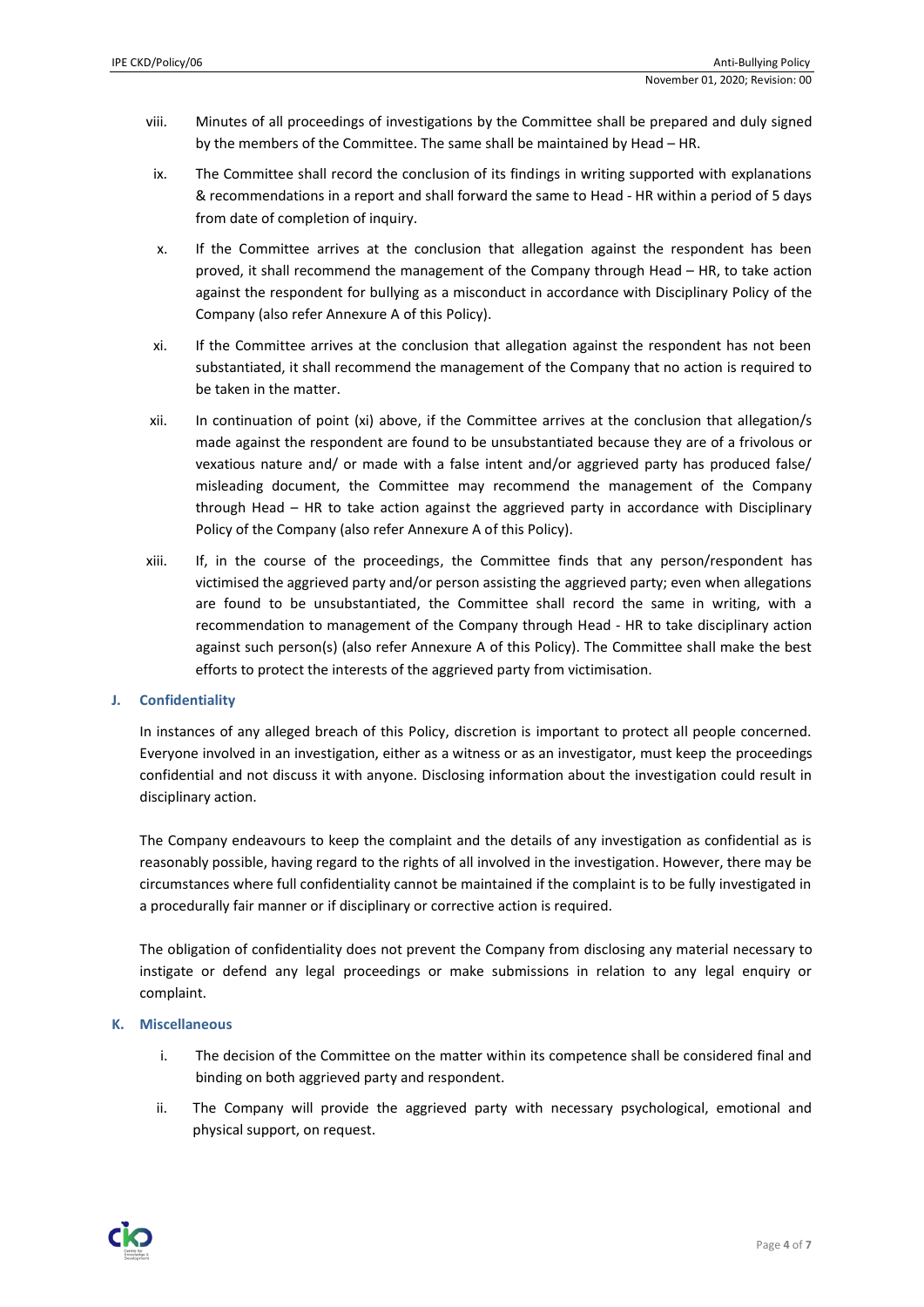viii. Minutes of all proceedings of investigations by the Committee shall be prepared and duly signed by the members of the Committee. The same shall be maintained by Head – HR.

ix. The Committee shall record the conclusion of its findings in writing supported with explanations & recommendations in a report and shall forward the same to Head - HR within a period of 5 days from date of completion of inquiry.

x. If the Committee arrives at the conclusion that allegation against the respondent has been proved, it shall recommend the management of the Company through Head – HR, to take action against the respondent for bullying as a misconduct in accordance with Disciplinary Policy of the Company (also refer Annexure A of this Policy).

xi. If the Committee arrives at the conclusion that allegation against the respondent has not been substantiated, it shall recommend the management of the Company that no action is required to be taken in the matter.

xii. In continuation of point (xi) above, if the Committee arrives at the conclusion that allegation/s made against the respondent are found to be unsubstantiated because they are of a frivolous or vexatious nature and/ or made with a false intent and/or aggrieved party has produced false/ misleading document, the Committee may recommend the management of the Company through Head – HR to take action against the aggrieved party in accordance with Disciplinary Policy of the Company (also refer Annexure A of this Policy).

xiii. If, in the course of the proceedings, the Committee finds that any person/respondent has victimised the aggrieved party and/or person assisting the aggrieved party; even when allegations are found to be unsubstantiated, the Committee shall record the same in writing, with a recommendation to management of the Company through Head - HR to take disciplinary action against such person(s) (also refer Annexure A of this Policy). The Committee shall make the best efforts to protect the interests of the aggrieved party from victimisation.

## J. Confidentiality

In instances of any alleged breach of this Policy, discretion is important to protect all people concerned. Everyone involved in an investigation, either as a witness or as an investigator, must keep the proceedings confidential and not discuss it with anyone. Disclosing information about the investigation could result in disciplinary action.

The Company endeavours to keep the complaint and the details of any investigation as confidential as is reasonably possible, having regard to the rights of all involved in the investigation. However, there may be circumstances where full confidentiality cannot be maintained if the complaint is to be fully investigated in a procedurally fair manner or if disciplinary or corrective action is required.

The obligation of confidentiality does not prevent the Company from disclosing any material necessary to instigate or defend any legal proceedings or make submissions in relation to any legal enquiry or complaint.

## K. Miscellaneous

i. The decision of the Committee on the matter within its competence shall be considered final and binding on both aggrieved party and respondent.

ii. The Company will provide the aggrieved party with necessary psychological, emotional and physical support, on request.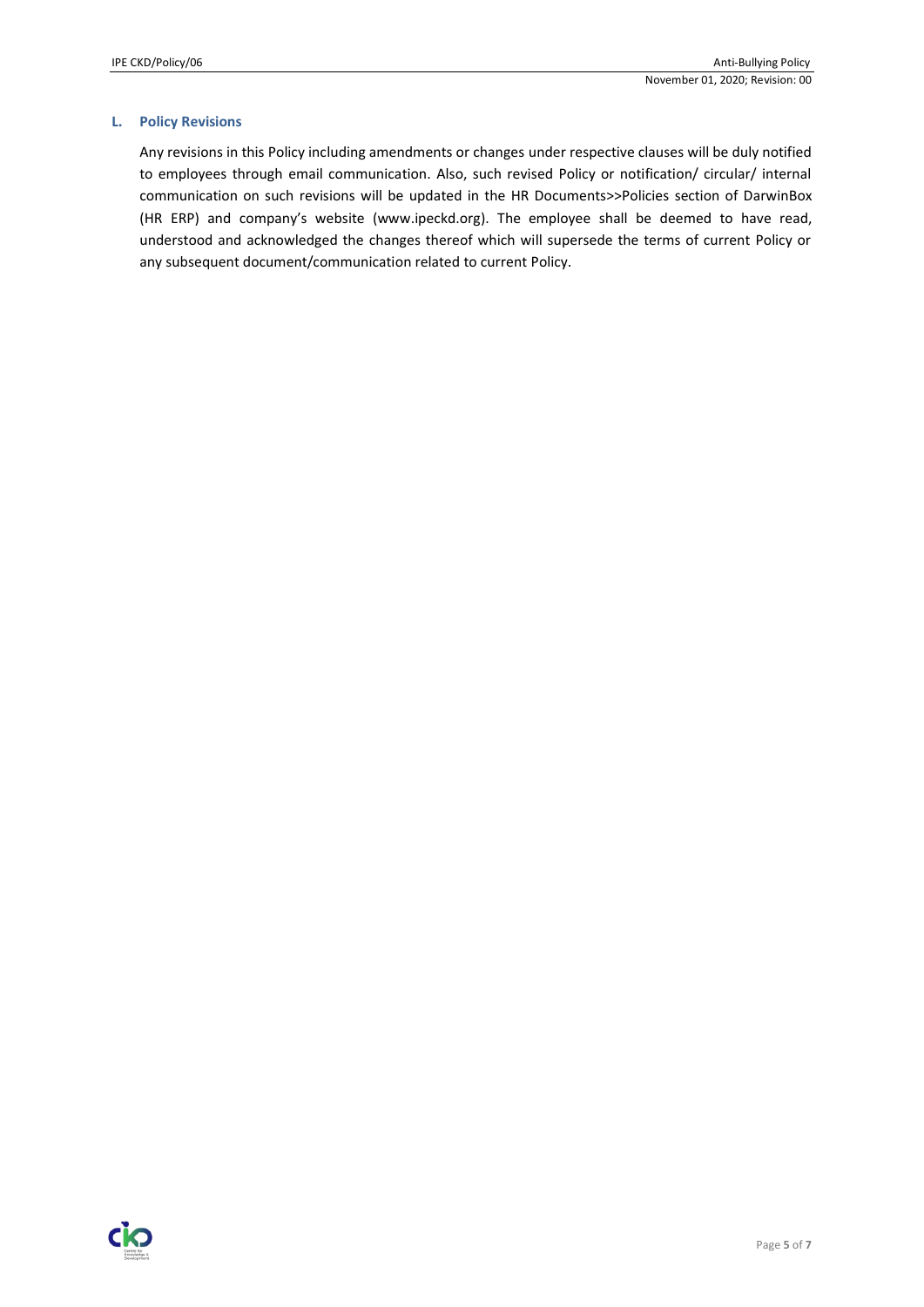## L. Policy Revisions

Any revisions in this Policy including amendments or changes under respective clauses will be duly notified to employees through email communication. Also, such revised Policy or notification/ circular/ internal communication on such revisions will be updated in the HR Documents>>Policies section of DarwinBox (HR ERP) and company's website (www.ipeckd.org). The employee shall be deemed to have read, understood and acknowledged the changes thereof which will supersede the terms of current Policy or any subsequent document/communication related to current Policy.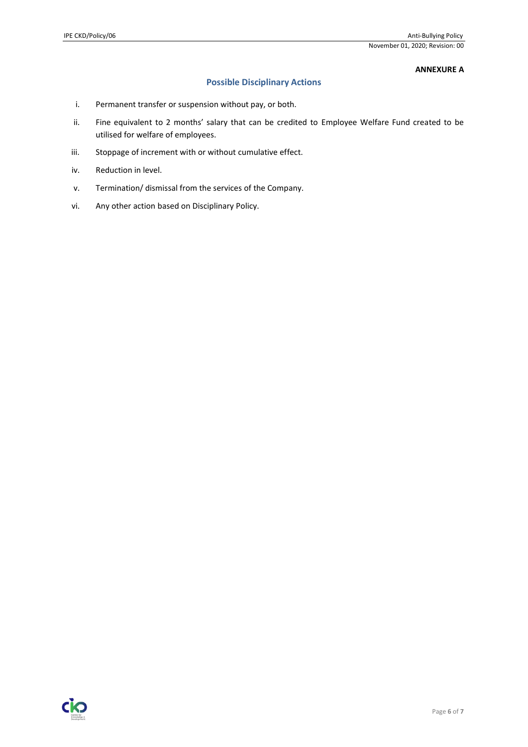**ANNEXURE A**

## Possible Disciplinary Actions

i. Permanent transfer or suspension without pay, or both.

ii. Fine equivalent to 2 months' salary that can be credited to Employee Welfare Fund created to be utilised for welfare of employees.

iii. Stoppage of increment with or without cumulative effect.

iv. Reduction in level.

v. Termination/ dismissal from the services of the Company.

vi. Any other action based on Disciplinary Policy.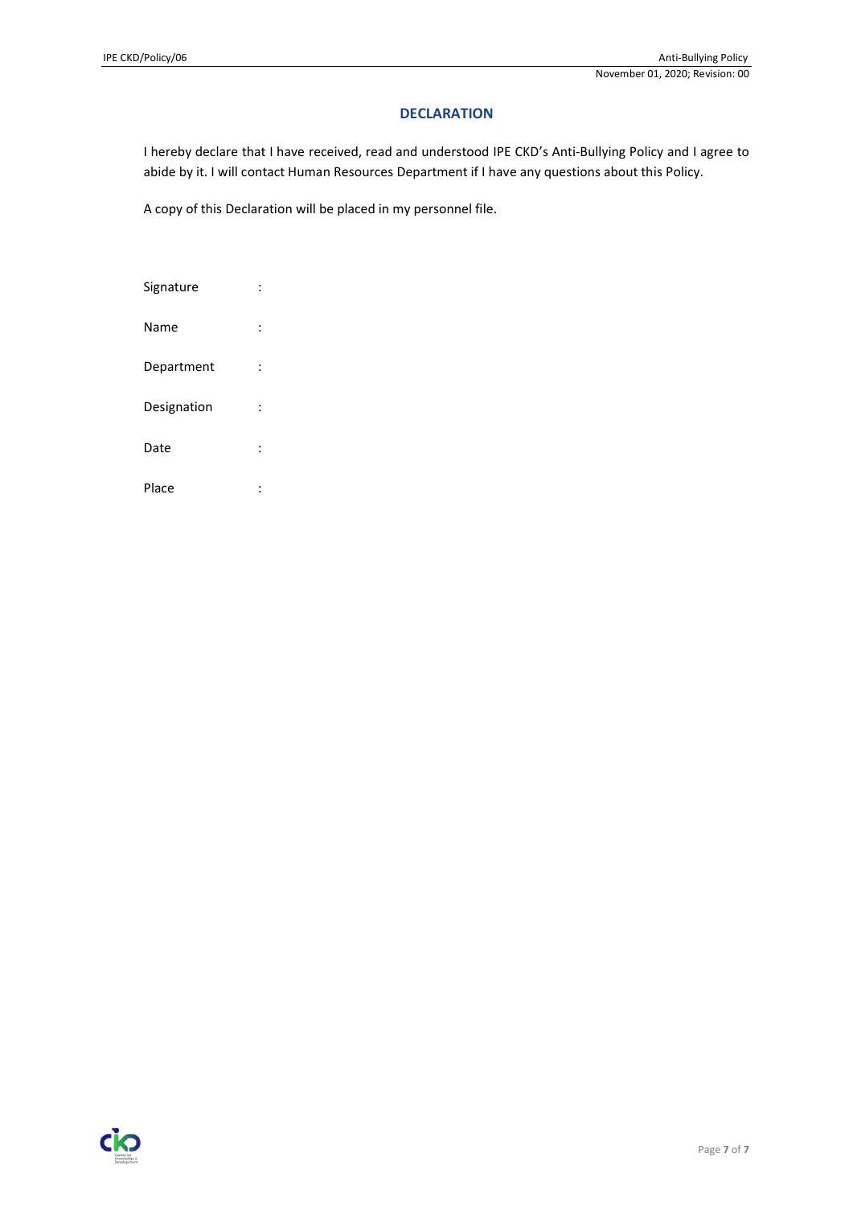## DECLARATION

I hereby declare that I have received, read and understood IPE CKD's Anti-Bullying Policy and I agree to abide by it. I will contact Human Resources Department if I have any questions about this Policy.

A copy of this Declaration will be placed in my personnel file.

Signature :

Name :

Department :

Designation :

Date :

Place :